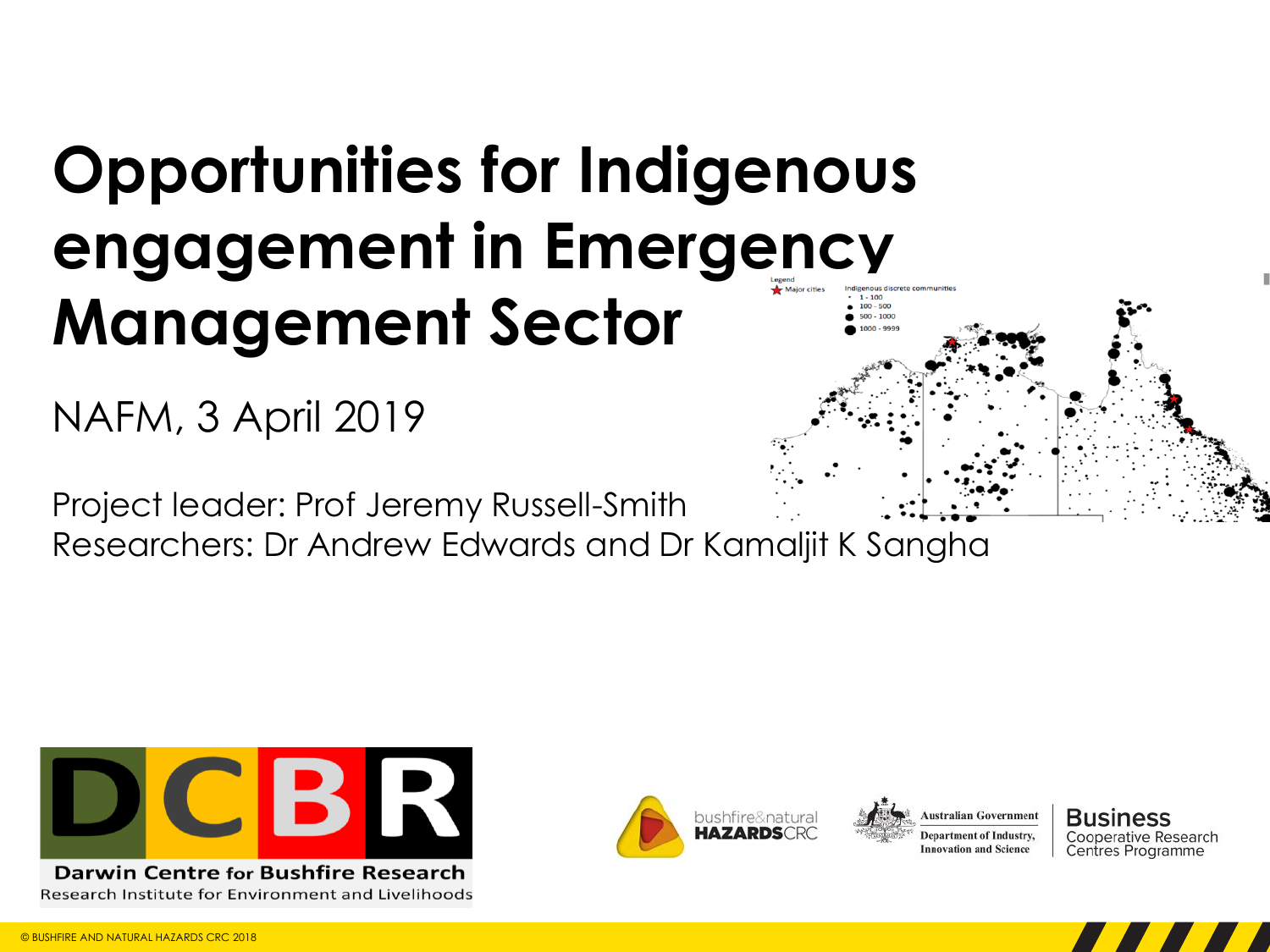# Opportunities for Indigenous engagement in Emergency Management Sector

NAFM, 3 April 2019

Project leader: Prof Jeremy Russell-Smith

Researchers: Dr Andrew Edwards and Dr Kamaljit K Sangha

Darwin Centre for Bushfire Research

Research Institute for Environment and Livelihoods

© BUSHFIRE AND NATURAL HAZARDS CRC 2018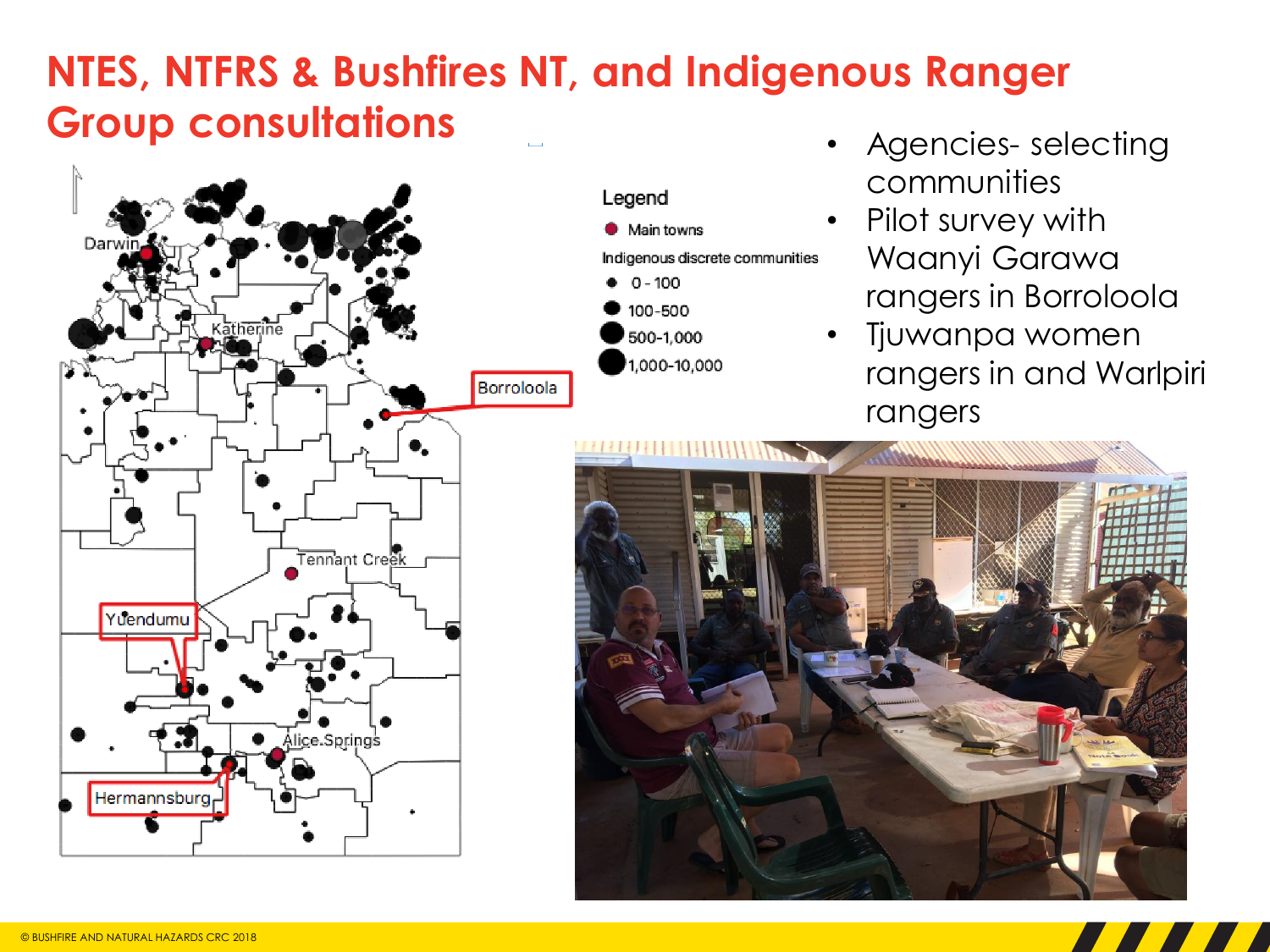# NTES, NTFRS & Bushfires NT, and Indigenous Ranger Group consultations

Legend

- Main towns

Indigenous discrete communities

- 0 - 100
- 100-500
- 500-1,000
- 1,000-10,000

Darwin

Katherine

Borroloola

Tennant Creek

Yuendumu

Alice Springs

Hermannsburg

- Agencies- selecting communities
- Pilot survey with Waanyi Garawa rangers in Borroloola
- Tjuwanpa women rangers in and Warlpiri rangers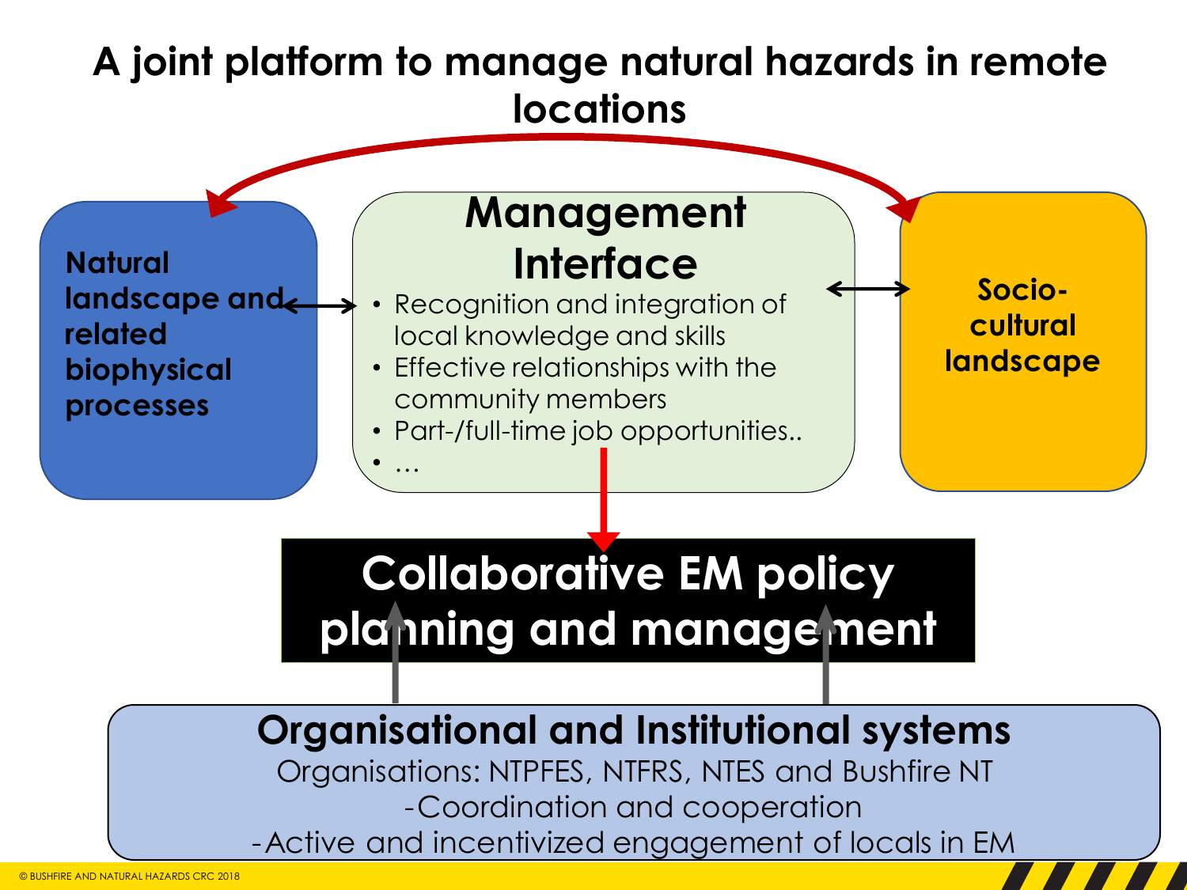# A joint platform to manage natural hazards in remote locations

**Natural landscape and related biophysical processes**

## Management Interface

- Recognition and integration of local knowledge and skills
- Effective relationships with the community members
- Part-/full-time job opportunities..
- …

**Socio-cultural landscape**

## Collaborative EM policy planning and management

## Organisational and Institutional systems

Organisations: NTPFES, NTFRS, NTES and Bushfire NT

- Coordination and cooperation
- Active and incentivized engagement of locals in EM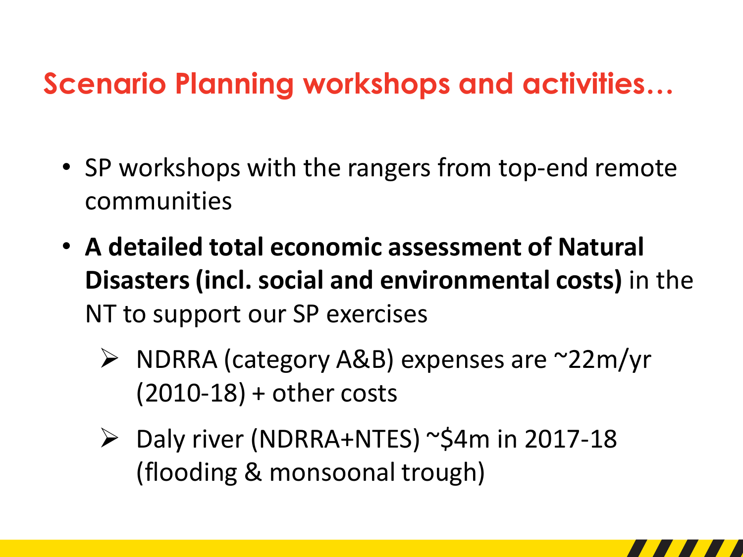## Scenario Planning workshops and activities…

- SP workshops with the rangers from top-end remote communities
- **A detailed total economic assessment of Natural Disasters (incl. social and environmental costs)** in the NT to support our SP exercises
  - NDRRA (category A&B) expenses are ~22m/yr (2010-18) + other costs
  - Daly river (NDRRA+NTES) ~$4m in 2017-18 (flooding & monsoonal trough)